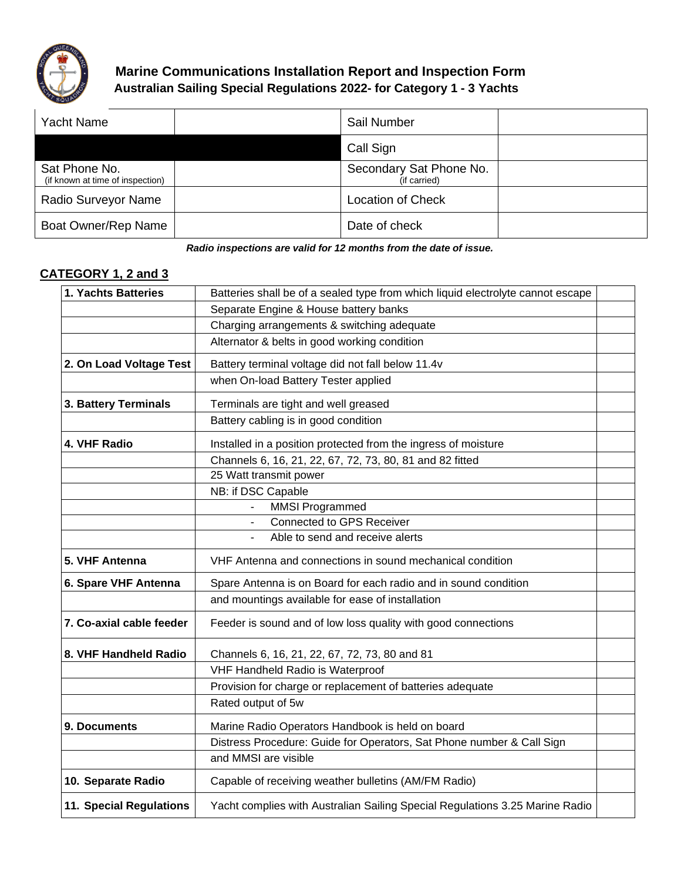## Marine Communications Installation Report and Inspection Form

### Australian Sailing Special Regulations 2022- for Category 1 - 3 Yachts

| Yacht Name | | Sail Number | |
|---|---|---|---|
| | | Call Sign | |
| Sat Phone No. (if known at time of inspection) | | Secondary Sat Phone No. (if carried) | |
| Radio Surveyor Name | | Location of Check | |
| Boat Owner/Rep Name | | Date of check | |

***Radio inspections are valid for 12 months from the date of issue.***

**CATEGORY 1, 2 and 3**

| | | |
|---|---|---|
| **1. Yachts Batteries** | Batteries shall be of a sealed type from which liquid electrolyte cannot escape | |
| | Separate Engine & House battery banks | |
| | Charging arrangements & switching adequate | |
| | Alternator & belts in good working condition | |
| **2. On Load Voltage Test** | Battery terminal voltage did not fall below 11.4v | |
| | when On-load Battery Tester applied | |
| **3. Battery Terminals** | Terminals are tight and well greased | |
| | Battery cabling is in good condition | |
| **4. VHF Radio** | Installed in a position protected from the ingress of moisture | |
| | Channels 6, 16, 21, 22, 67, 72, 73, 80, 81 and 82 fitted | |
| | 25 Watt transmit power | |
| | NB: if DSC Capable | |
| | - MMSI Programmed | |
| | - Connected to GPS Receiver | |
| | - Able to send and receive alerts | |
| **5. VHF Antenna** | VHF Antenna and connections in sound mechanical condition | |
| **6. Spare VHF Antenna** | Spare Antenna is on Board for each radio and in sound condition | |
| | and mountings available for ease of installation | |
| **7. Co-axial cable feeder** | Feeder is sound and of low loss quality with good connections | |
| **8. VHF Handheld Radio** | Channels 6, 16, 21, 22, 67, 72, 73, 80 and 81 | |
| | VHF Handheld Radio is Waterproof | |
| | Provision for charge or replacement of batteries adequate | |
| | Rated output of 5w | |
| **9. Documents** | Marine Radio Operators Handbook is held on board | |
| | Distress Procedure: Guide for Operators, Sat Phone number & Call Sign | |
| | and MMSI are visible | |
| **10. Separate Radio** | Capable of receiving weather bulletins (AM/FM Radio) | |
| **11. Special Regulations** | Yacht complies with Australian Sailing Special Regulations 3.25 Marine Radio | |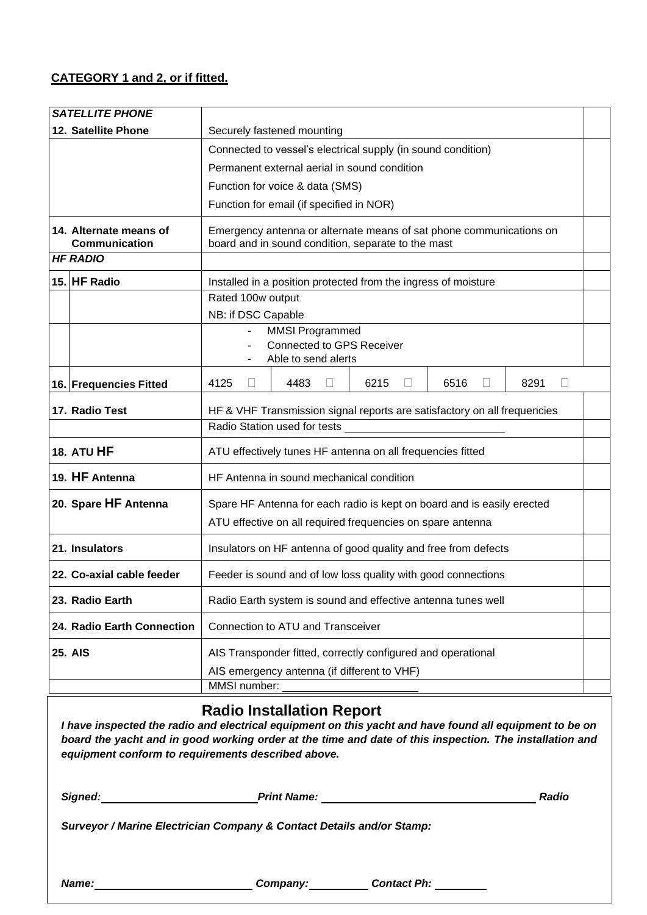**CATEGORY 1 and 2, or if fitted.**

| | | |
|---|---|---|
| ***SATELLITE PHONE*** | | |
| **12. Satellite Phone** | Securely fastened mounting | |
| | Connected to vessel's electrical supply (in sound condition)<br>Permanent external aerial in sound condition<br>Function for voice & data (SMS)<br>Function for email (if specified in NOR) | |
| **14. Alternate means of Communication** | Emergency antenna or alternate means of sat phone communications on board and in sound condition, separate to the mast | |
| ***HF RADIO*** | | |
| **15. HF Radio** | Installed in a position protected from the ingress of moisture | |
| | Rated 100w output<br>NB: if DSC Capable | |
| | - MMSI Programmed<br>- Connected to GPS Receiver<br>- Able to send alerts | |
| **16. Frequencies Fitted** | 4125 ☐ 4483 ☐ 6215 ☐ 6516 ☐ 8291 ☐ | |
| **17. Radio Test** | HF & VHF Transmission signal reports are satisfactory on all frequencies | |
| | Radio Station used for tests ______________________ | |
| **18. ATU HF** | ATU effectively tunes HF antenna on all frequencies fitted | |
| **19. HF Antenna** | HF Antenna in sound mechanical condition | |
| **20. Spare HF Antenna** | Spare HF Antenna for each radio is kept on board and is easily erected<br>ATU effective on all required frequencies on spare antenna | |
| **21. Insulators** | Insulators on HF antenna of good quality and free from defects | |
| **22. Co-axial cable feeder** | Feeder is sound and of low loss quality with good connections | |
| **23. Radio Earth** | Radio Earth system is sound and effective antenna tunes well | |
| **24. Radio Earth Connection** | Connection to ATU and Transceiver | |
| **25. AIS** | AIS Transponder fitted, correctly configured and operational<br>AIS emergency antenna (if different to VHF) | |
| | MMSI number: ____________________ | |

## Radio Installation Report

***I have inspected the radio and electrical equipment on this yacht and have found all equipment to be on board the yacht and in good working order at the time and date of this inspection. The installation and equipment conform to requirements described above.***

***Signed:*** ______________________ ***Print Name:*** ______________________________ ***Radio***

***Surveyor / Marine Electrician Company & Contact Details and/or Stamp:***

***Name:*** ______________________ ***Company:*** __________ ***Contact Ph:*** ________